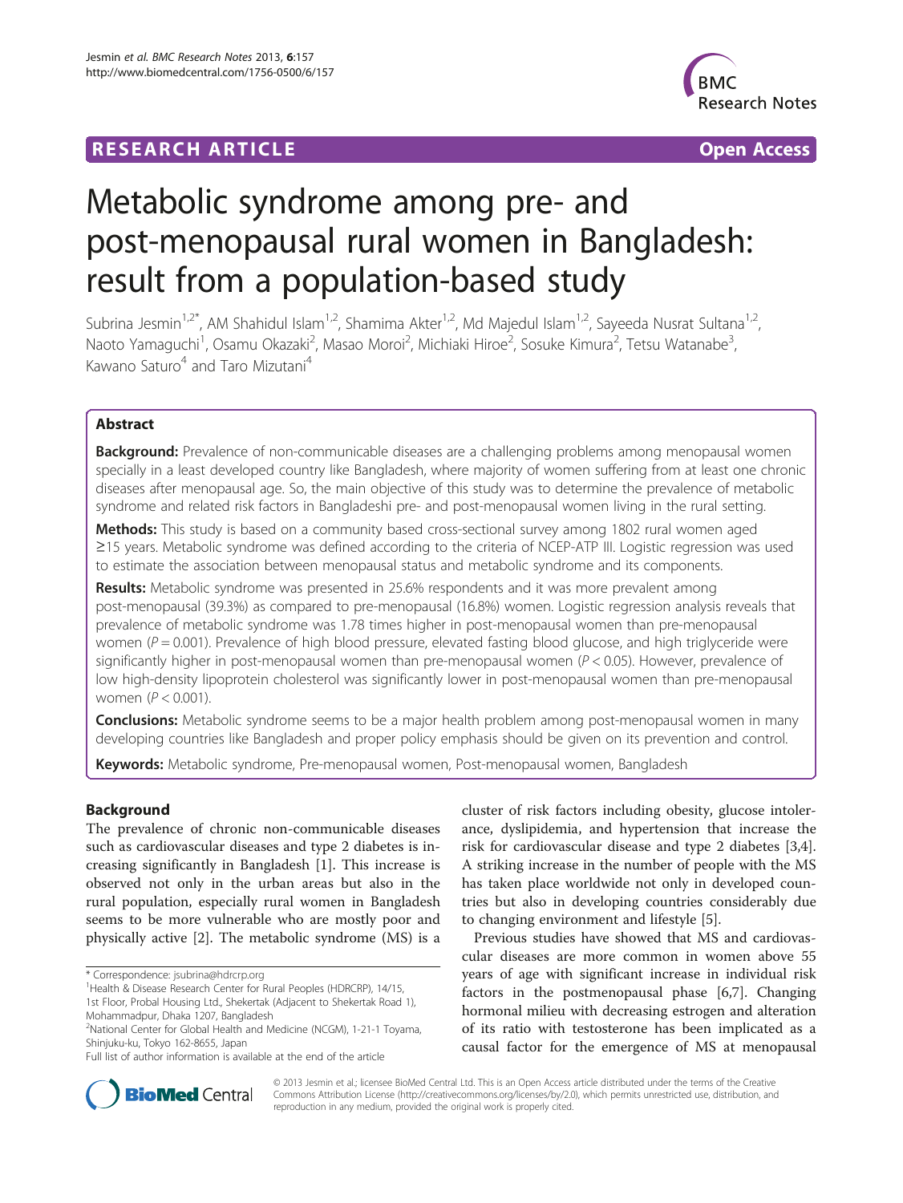**RESEARCH ARTICLE** **Open Access**

# Metabolic syndrome among pre- and post-menopausal rural women in Bangladesh: result from a population-based study

Subrina Jesmin[1,2*], AM Shahidul Islam[1,2], Shamima Akter[1,2], Md Majedul Islam[1,2], Sayeeda Nusrat Sultana[1,2], Naoto Yamaguchi[1], Osamu Okazaki[2], Masao Moroi[2], Michiaki Hiroe[2], Sosuke Kimura[2], Tetsu Watanabe[3], Kawano Saturo[4] and Taro Mizutani[4]

## Abstract

**Background:** Prevalence of non-communicable diseases are a challenging problems among menopausal women specially in a least developed country like Bangladesh, where majority of women suffering from at least one chronic diseases after menopausal age. So, the main objective of this study was to determine the prevalence of metabolic syndrome and related risk factors in Bangladeshi pre- and post-menopausal women living in the rural setting.

**Methods:** This study is based on a community based cross-sectional survey among 1802 rural women aged ≥15 years. Metabolic syndrome was defined according to the criteria of NCEP-ATP III. Logistic regression was used to estimate the association between menopausal status and metabolic syndrome and its components.

**Results:** Metabolic syndrome was presented in 25.6% respondents and it was more prevalent among post-menopausal (39.3%) as compared to pre-menopausal (16.8%) women. Logistic regression analysis reveals that prevalence of metabolic syndrome was 1.78 times higher in post-menopausal women than pre-menopausal women ($P = 0.001$). Prevalence of high blood pressure, elevated fasting blood glucose, and high triglyceride were significantly higher in post-menopausal women than pre-menopausal women ($P < 0.05$). However, prevalence of low high-density lipoprotein cholesterol was significantly lower in post-menopausal women than pre-menopausal women ($P < 0.001$).

**Conclusions:** Metabolic syndrome seems to be a major health problem among post-menopausal women in many developing countries like Bangladesh and proper policy emphasis should be given on its prevention and control.

**Keywords:** Metabolic syndrome, Pre-menopausal women, Post-menopausal women, Bangladesh

## Background

The prevalence of chronic non-communicable diseases such as cardiovascular diseases and type 2 diabetes is increasing significantly in Bangladesh [1]. This increase is observed not only in the urban areas but also in the rural population, especially rural women in Bangladesh seems to be more vulnerable who are mostly poor and physically active [2]. The metabolic syndrome (MS) is a cluster of risk factors including obesity, glucose intolerance, dyslipidemia, and hypertension that increase the risk for cardiovascular disease and type 2 diabetes [3,4]. A striking increase in the number of people with the MS has taken place worldwide not only in developed countries but also in developing countries considerably due to changing environment and lifestyle [5].

Previous studies have showed that MS and cardiovascular diseases are more common in women above 55 years of age with significant increase in individual risk factors in the postmenopausal phase [6,7]. Changing hormonal milieu with decreasing estrogen and alteration of its ratio with testosterone has been implicated as a causal factor for the emergence of MS at menopausal

\* Correspondence: jsubrina@hdrcrp.org

[1]Health & Disease Research Center for Rural Peoples (HDRCRP), 14/15, 1st Floor, Probal Housing Ltd., Shekertak (Adjacent to Shekertak Road 1), Mohammadpur, Dhaka 1207, Bangladesh

[2]National Center for Global Health and Medicine (NCGM), 1-21-1 Toyama, Shinjuku-ku, Tokyo 162-8655, Japan

Full list of author information is available at the end of the article

© 2013 Jesmin et al.; licensee BioMed Central Ltd. This is an Open Access article distributed under the terms of the Creative Commons Attribution License (http://creativecommons.org/licenses/by/2.0), which permits unrestricted use, distribution, and reproduction in any medium, provided the original work is properly cited.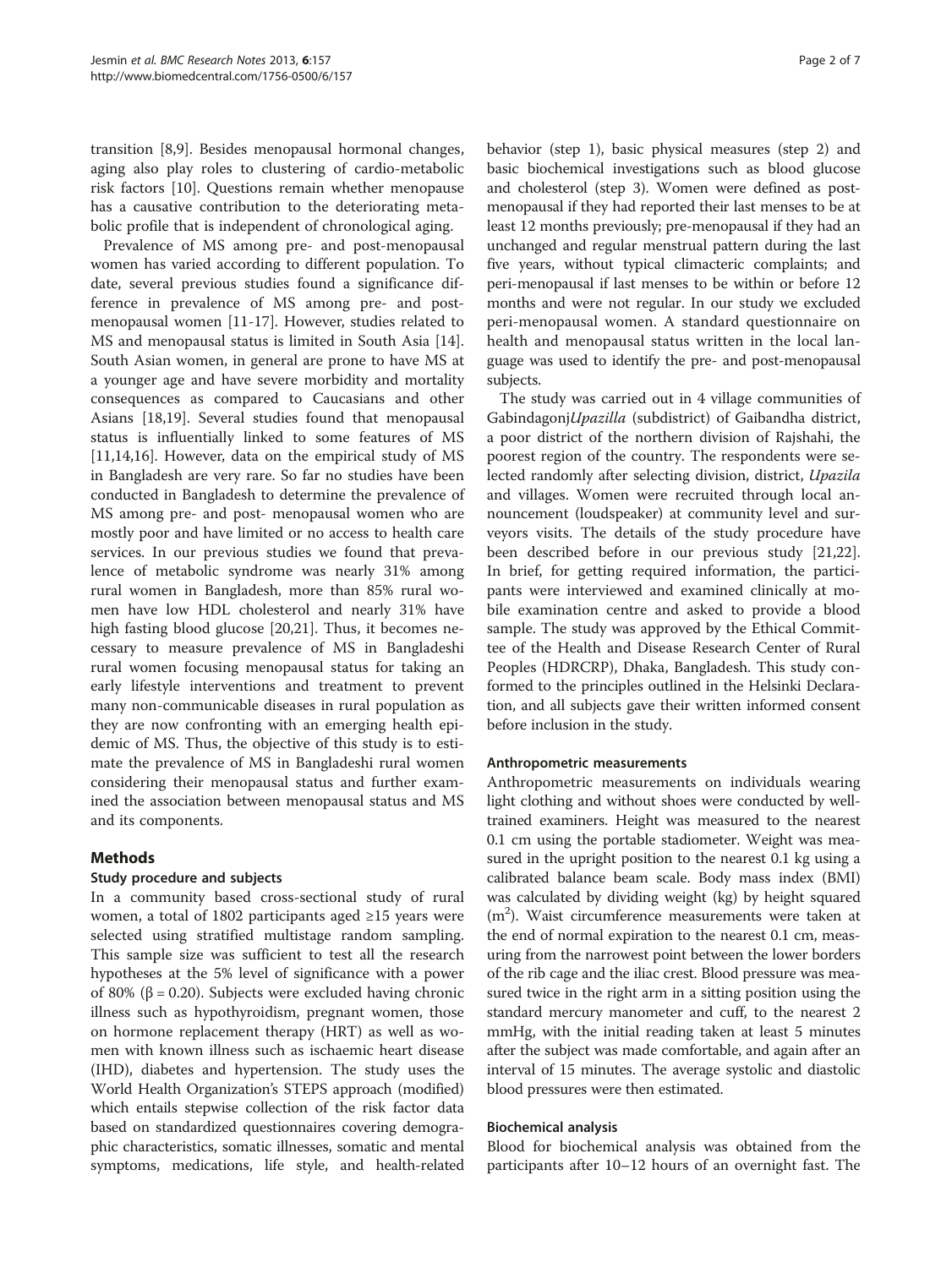transition [8,9]. Besides menopausal hormonal changes, aging also play roles to clustering of cardio-metabolic risk factors [10]. Questions remain whether menopause has a causative contribution to the deteriorating metabolic profile that is independent of chronological aging.

Prevalence of MS among pre- and post-menopausal women has varied according to different population. To date, several previous studies found a significance difference in prevalence of MS among pre- and post-menopausal women [11-17]. However, studies related to MS and menopausal status is limited in South Asia [14]. South Asian women, in general are prone to have MS at a younger age and have severe morbidity and mortality consequences as compared to Caucasians and other Asians [18,19]. Several studies found that menopausal status is influentially linked to some features of MS [11,14,16]. However, data on the empirical study of MS in Bangladesh are very rare. So far no studies have been conducted in Bangladesh to determine the prevalence of MS among pre- and post- menopausal women who are mostly poor and have limited or no access to health care services. In our previous studies we found that prevalence of metabolic syndrome was nearly 31% among rural women in Bangladesh, more than 85% rural women have low HDL cholesterol and nearly 31% have high fasting blood glucose [20,21]. Thus, it becomes necessary to measure prevalence of MS in Bangladeshi rural women focusing menopausal status for taking an early lifestyle interventions and treatment to prevent many non-communicable diseases in rural population as they are now confronting with an emerging health epidemic of MS. Thus, the objective of this study is to estimate the prevalence of MS in Bangladeshi rural women considering their menopausal status and further examined the association between menopausal status and MS and its components.

## Methods

### Study procedure and subjects

In a community based cross-sectional study of rural women, a total of 1802 participants aged ≥15 years were selected using stratified multistage random sampling. This sample size was sufficient to test all the research hypotheses at the 5% level of significance with a power of 80% ($\beta = 0.20$). Subjects were excluded having chronic illness such as hypothyroidism, pregnant women, those on hormone replacement therapy (HRT) as well as women with known illness such as ischaemic heart disease (IHD), diabetes and hypertension. The study uses the World Health Organization's STEPS approach (modified) which entails stepwise collection of the risk factor data based on standardized questionnaires covering demographic characteristics, somatic illnesses, somatic and mental symptoms, medications, life style, and health-related behavior (step 1), basic physical measures (step 2) and basic biochemical investigations such as blood glucose and cholesterol (step 3). Women were defined as post-menopausal if they had reported their last menses to be at least 12 months previously; pre-menopausal if they had an unchanged and regular menstrual pattern during the last five years, without typical climacteric complaints; and peri-menopausal if last menses to be within or before 12 months and were not regular. In our study we excluded peri-menopausal women. A standard questionnaire on health and menopausal status written in the local language was used to identify the pre- and post-menopausal subjects.

The study was carried out in 4 village communities of Gabindagonj*Upazilla* (subdistrict) of Gaibandha district, a poor district of the northern division of Rajshahi, the poorest region of the country. The respondents were selected randomly after selecting division, district, *Upazila* and villages. Women were recruited through local announcement (loudspeaker) at community level and surveyors visits. The details of the study procedure have been described before in our previous study [21,22]. In brief, for getting required information, the participants were interviewed and examined clinically at mobile examination centre and asked to provide a blood sample. The study was approved by the Ethical Committee of the Health and Disease Research Center of Rural Peoples (HDRCRP), Dhaka, Bangladesh. This study conformed to the principles outlined in the Helsinki Declaration, and all subjects gave their written informed consent before inclusion in the study.

### Anthropometric measurements

Anthropometric measurements on individuals wearing light clothing and without shoes were conducted by well-trained examiners. Height was measured to the nearest 0.1 cm using the portable stadiometer. Weight was measured in the upright position to the nearest 0.1 kg using a calibrated balance beam scale. Body mass index (BMI) was calculated by dividing weight (kg) by height squared ($m^2$). Waist circumference measurements were taken at the end of normal expiration to the nearest 0.1 cm, measuring from the narrowest point between the lower borders of the rib cage and the iliac crest. Blood pressure was measured twice in the right arm in a sitting position using the standard mercury manometer and cuff, to the nearest 2 mmHg, with the initial reading taken at least 5 minutes after the subject was made comfortable, and again after an interval of 15 minutes. The average systolic and diastolic blood pressures were then estimated.

### Biochemical analysis

Blood for biochemical analysis was obtained from the participants after 10–12 hours of an overnight fast. The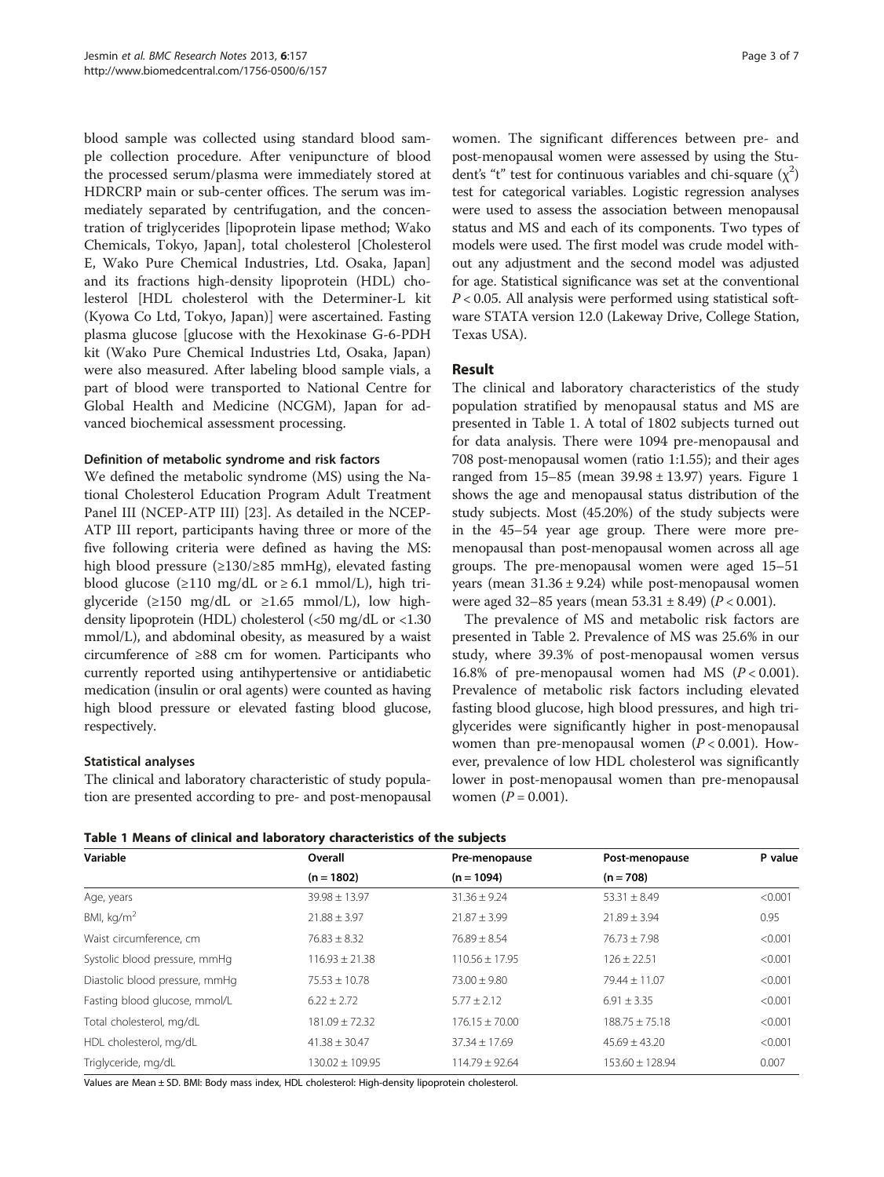blood sample was collected using standard blood sample collection procedure. After venipuncture of blood the processed serum/plasma were immediately stored at HDRCRP main or sub-center offices. The serum was immediately separated by centrifugation, and the concentration of triglycerides [lipoprotein lipase method; Wako Chemicals, Tokyo, Japan], total cholesterol [Cholesterol E, Wako Pure Chemical Industries, Ltd. Osaka, Japan] and its fractions high-density lipoprotein (HDL) cholesterol [HDL cholesterol with the Determiner-L kit (Kyowa Co Ltd, Tokyo, Japan)] were ascertained. Fasting plasma glucose [glucose with the Hexokinase G-6-PDH kit (Wako Pure Chemical Industries Ltd, Osaka, Japan) were also measured. After labeling blood sample vials, a part of blood were transported to National Centre for Global Health and Medicine (NCGM), Japan for advanced biochemical assessment processing.

### Definition of metabolic syndrome and risk factors

We defined the metabolic syndrome (MS) using the National Cholesterol Education Program Adult Treatment Panel III (NCEP-ATP III) [23]. As detailed in the NCEP-ATP III report, participants having three or more of the five following criteria were defined as having the MS: high blood pressure (≥130/≥85 mmHg), elevated fasting blood glucose (≥110 mg/dL or ≥ 6.1 mmol/L), high triglyceride (≥150 mg/dL or ≥1.65 mmol/L), low high-density lipoprotein (HDL) cholesterol (<50 mg/dL or <1.30 mmol/L), and abdominal obesity, as measured by a waist circumference of ≥88 cm for women. Participants who currently reported using antihypertensive or antidiabetic medication (insulin or oral agents) were counted as having high blood pressure or elevated fasting blood glucose, respectively.

### Statistical analyses

The clinical and laboratory characteristic of study population are presented according to pre- and post-menopausal women. The significant differences between pre- and post-menopausal women were assessed by using the Student's "t" test for continuous variables and chi-square ($\chi^2$) test for categorical variables. Logistic regression analyses were used to assess the association between menopausal status and MS and each of its components. Two types of models were used. The first model was crude model without any adjustment and the second model was adjusted for age. Statistical significance was set at the conventional $P < 0.05$. All analysis were performed using statistical software STATA version 12.0 (Lakeway Drive, College Station, Texas USA).

## Result

The clinical and laboratory characteristics of the study population stratified by menopausal status and MS are presented in Table 1. A total of 1802 subjects turned out for data analysis. There were 1094 pre-menopausal and 708 post-menopausal women (ratio 1:1.55); and their ages ranged from 15–85 (mean 39.98 ± 13.97) years. Figure 1 shows the age and menopausal status distribution of the study subjects. Most (45.20%) of the study subjects were in the 45–54 year age group. There were more pre-menopausal than post-menopausal women across all age groups. The pre-menopausal women were aged 15–51 years (mean 31.36 ± 9.24) while post-menopausal women were aged 32–85 years (mean 53.31 ± 8.49) ($P < 0.001$).

The prevalence of MS and metabolic risk factors are presented in Table 2. Prevalence of MS was 25.6% in our study, where 39.3% of post-menopausal women versus 16.8% of pre-menopausal women had MS ($P < 0.001$). Prevalence of metabolic risk factors including elevated fasting blood glucose, high blood pressures, and high triglycerides were significantly higher in post-menopausal women than pre-menopausal women ($P < 0.001$). However, prevalence of low HDL cholesterol was significantly lower in post-menopausal women than pre-menopausal women ($P = 0.001$).

**Table 1 Means of clinical and laboratory characteristics of the subjects**

| Variable | Overall | Pre-menopause | Post-menopause | P value |
|---|---|---|---|---|
| | (n = 1802) | (n = 1094) | (n = 708) | |
| Age, years | 39.98 ± 13.97 | 31.36 ± 9.24 | 53.31 ± 8.49 | <0.001 |
| BMI, kg/m$^2$ | 21.88 ± 3.97 | 21.87 ± 3.99 | 21.89 ± 3.94 | 0.95 |
| Waist circumference, cm | 76.83 ± 8.32 | 76.89 ± 8.54 | 76.73 ± 7.98 | <0.001 |
| Systolic blood pressure, mmHg | 116.93 ± 21.38 | 110.56 ± 17.95 | 126 ± 22.51 | <0.001 |
| Diastolic blood pressure, mmHg | 75.53 ± 10.78 | 73.00 ± 9.80 | 79.44 ± 11.07 | <0.001 |
| Fasting blood glucose, mmol/L | 6.22 ± 2.72 | 5.77 ± 2.12 | 6.91 ± 3.35 | <0.001 |
| Total cholesterol, mg/dL | 181.09 ± 72.32 | 176.15 ± 70.00 | 188.75 ± 75.18 | <0.001 |
| HDL cholesterol, mg/dL | 41.38 ± 30.47 | 37.34 ± 17.69 | 45.69 ± 43.20 | <0.001 |
| Triglyceride, mg/dL | 130.02 ± 109.95 | 114.79 ± 92.64 | 153.60 ± 128.94 | 0.007 |

Values are Mean ± SD. BMI: Body mass index, HDL cholesterol: High-density lipoprotein cholesterol.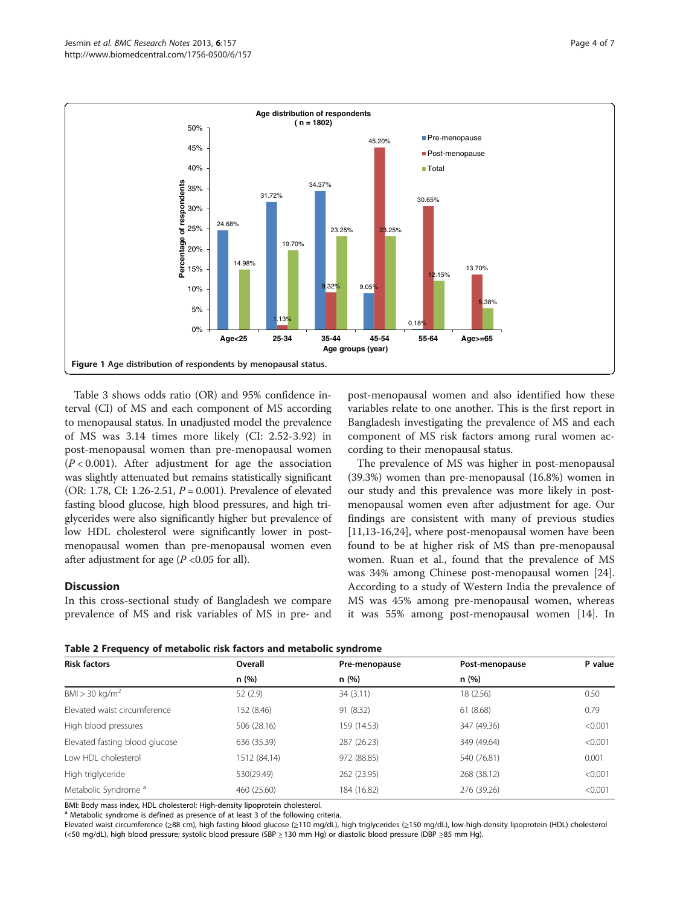Figure 1 Age distribution of respondents by menopausal status.

Table 3 shows odds ratio (OR) and 95% confidence interval (CI) of MS and each component of MS according to menopausal status. In unadjusted model the prevalence of MS was 3.14 times more likely (CI: 2.52-3.92) in post-menopausal women than pre-menopausal women ($P < 0.001$). After adjustment for age the association was slightly attenuated but remains statistically significant (OR: 1.78, CI: 1.26-2.51, $P = 0.001$). Prevalence of elevated fasting blood glucose, high blood pressures, and high triglycerides were also significantly higher but prevalence of low HDL cholesterol were significantly lower in post-menopausal women than pre-menopausal women even after adjustment for age ($P$ <0.05 for all).

## Discussion

In this cross-sectional study of Bangladesh we compare prevalence of MS and risk variables of MS in pre- and post-menopausal women and also identified how these variables relate to one another. This is the first report in Bangladesh investigating the prevalence of MS and each component of MS risk factors among rural women according to their menopausal status.

The prevalence of MS was higher in post-menopausal (39.3%) women than pre-menopausal (16.8%) women in our study and this prevalence was more likely in post-menopausal women even after adjustment for age. Our findings are consistent with many of previous studies [11,13-16,24], where post-menopausal women have been found to be at higher risk of MS than pre-menopausal women. Ruan et al., found that the prevalence of MS was 34% among Chinese post-menopausal women [24]. According to a study of Western India the prevalence of MS was 45% among pre-menopausal women, whereas it was 55% among post-menopausal women [14]. In

**Table 2 Frequency of metabolic risk factors and metabolic syndrome**

| Risk factors | Overall | Pre-menopause | Post-menopause | P value |
|---|---|---|---|---|
| | n (%) | n (%) | n (%) | |
| BMI > 30 kg/m$^2$ | 52 (2.9) | 34 (3.11) | 18 (2.56) | 0.50 |
| Elevated waist circumference | 152 (8.46) | 91 (8.32) | 61 (8.68) | 0.79 |
| High blood pressures | 506 (28.16) | 159 (14.53) | 347 (49.36) | <0.001 |
| Elevated fasting blood glucose | 636 (35.39) | 287 (26.23) | 349 (49.64) | <0.001 |
| Low HDL cholesterol | 1512 (84.14) | 972 (88.85) | 540 (76.81) | 0.001 |
| High triglyceride | 530(29.49) | 262 (23.95) | 268 (38.12) | <0.001 |
| Metabolic Syndrome [a] | 460 (25.60) | 184 (16.82) | 276 (39.26) | <0.001 |

BMI: Body mass index, HDL cholesterol: High-density lipoprotein cholesterol.
[a] Metabolic syndrome is defined as presence of at least 3 of the following criteria.
Elevated waist circumference (≥88 cm), high fasting blood glucose (≥110 mg/dL), high triglycerides (≥150 mg/dL), low-high-density lipoprotein (HDL) cholesterol (<50 mg/dL), high blood pressure; systolic blood pressure (SBP ≥ 130 mm Hg) or diastolic blood pressure (DBP ≥85 mm Hg).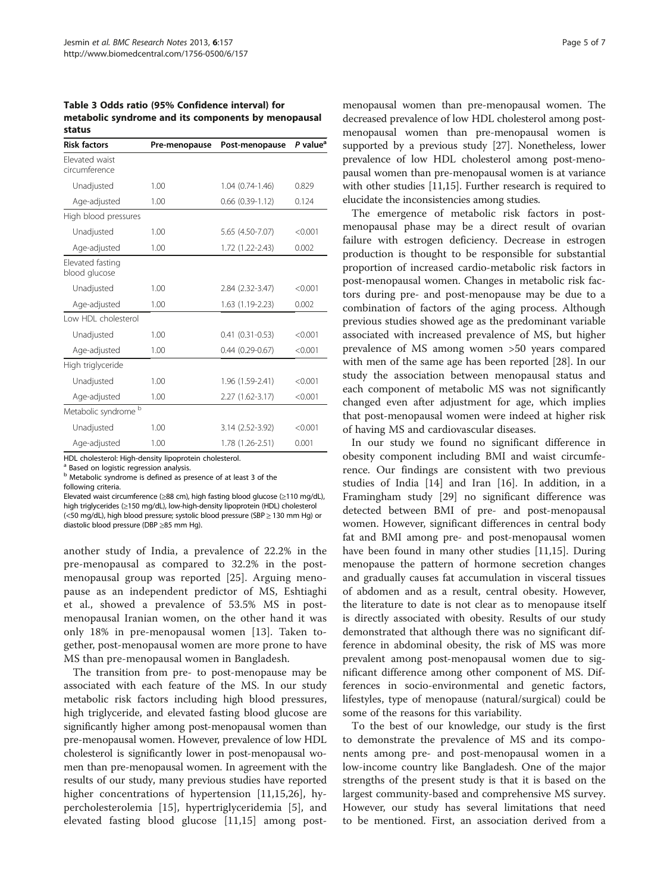**Table 3 Odds ratio (95% Confidence interval) for metabolic syndrome and its components by menopausal status**

| Risk factors | Pre-menopause | Post-menopause | *P* value[a] |
|---|---|---|---|
| Elevated waist circumference | | | |
| Unadjusted | 1.00 | 1.04 (0.74-1.46) | 0.829 |
| Age-adjusted | 1.00 | 0.66 (0.39-1.12) | 0.124 |
| High blood pressures | | | |
| Unadjusted | 1.00 | 5.65 (4.50-7.07) | <0.001 |
| Age-adjusted | 1.00 | 1.72 (1.22-2.43) | 0.002 |
| Elevated fasting blood glucose | | | |
| Unadjusted | 1.00 | 2.84 (2.32-3.47) | <0.001 |
| Age-adjusted | 1.00 | 1.63 (1.19-2.23) | 0.002 |
| Low HDL cholesterol | | | |
| Unadjusted | 1.00 | 0.41 (0.31-0.53) | <0.001 |
| Age-adjusted | 1.00 | 0.44 (0.29-0.67) | <0.001 |
| High triglyceride | | | |
| Unadjusted | 1.00 | 1.96 (1.59-2.41) | <0.001 |
| Age-adjusted | 1.00 | 2.27 (1.62-3.17) | <0.001 |
| Metabolic syndrome [b] | | | |
| Unadjusted | 1.00 | 3.14 (2.52-3.92) | <0.001 |
| Age-adjusted | 1.00 | 1.78 (1.26-2.51) | 0.001 |

HDL cholesterol: High-density lipoprotein cholesterol.
[a] Based on logistic regression analysis.
[b] Metabolic syndrome is defined as presence of at least 3 of the following criteria.
Elevated waist circumference (≥88 cm), high fasting blood glucose (≥110 mg/dL), high triglycerides (≥150 mg/dL), low-high-density lipoprotein (HDL) cholesterol (<50 mg/dL), high blood pressure; systolic blood pressure (SBP ≥ 130 mm Hg) or diastolic blood pressure (DBP ≥85 mm Hg).

another study of India, a prevalence of 22.2% in the pre-menopausal as compared to 32.2% in the post-menopausal group was reported [25]. Arguing menopause as an independent predictor of MS, Eshtiaghi et al., showed a prevalence of 53.5% MS in post-menopausal Iranian women, on the other hand it was only 18% in pre-menopausal women [13]. Taken together, post-menopausal women are more prone to have MS than pre-menopausal women in Bangladesh.

The transition from pre- to post-menopause may be associated with each feature of the MS. In our study metabolic risk factors including high blood pressures, high triglyceride, and elevated fasting blood glucose are significantly higher among post-menopausal women than pre-menopausal women. However, prevalence of low HDL cholesterol is significantly lower in post-menopausal women than pre-menopausal women. In agreement with the results of our study, many previous studies have reported higher concentrations of hypertension [11,15,26], hypercholesterolemia [15], hypertriglyceridemia [5], and elevated fasting blood glucose [11,15] among post-menopausal women than pre-menopausal women. The decreased prevalence of low HDL cholesterol among post-menopausal women than pre-menopausal women is supported by a previous study [27]. Nonetheless, lower prevalence of low HDL cholesterol among post-menopausal women than pre-menopausal women is at variance with other studies [11,15]. Further research is required to elucidate the inconsistencies among studies.

The emergence of metabolic risk factors in post-menopausal phase may be a direct result of ovarian failure with estrogen deficiency. Decrease in estrogen production is thought to be responsible for substantial proportion of increased cardio-metabolic risk factors in post-menopausal women. Changes in metabolic risk factors during pre- and post-menopause may be due to a combination of factors of the aging process. Although previous studies showed age as the predominant variable associated with increased prevalence of MS, but higher prevalence of MS among women >50 years compared with men of the same age has been reported [28]. In our study the association between menopausal status and each component of metabolic MS was not significantly changed even after adjustment for age, which implies that post-menopausal women were indeed at higher risk of having MS and cardiovascular diseases.

In our study we found no significant difference in obesity component including BMI and waist circumference. Our findings are consistent with two previous studies of India [14] and Iran [16]. In addition, in a Framingham study [29] no significant difference was detected between BMI of pre- and post-menopausal women. However, significant differences in central body fat and BMI among pre- and post-menopausal women have been found in many other studies [11,15]. During menopause the pattern of hormone secretion changes and gradually causes fat accumulation in visceral tissues of abdomen and as a result, central obesity. However, the literature to date is not clear as to menopause itself is directly associated with obesity. Results of our study demonstrated that although there was no significant difference in abdominal obesity, the risk of MS was more prevalent among post-menopausal women due to significant difference among other component of MS. Differences in socio-environmental and genetic factors, lifestyles, type of menopause (natural/surgical) could be some of the reasons for this variability.

To the best of our knowledge, our study is the first to demonstrate the prevalence of MS and its components among pre- and post-menopausal women in a low-income country like Bangladesh. One of the major strengths of the present study is that it is based on the largest community-based and comprehensive MS survey. However, our study has several limitations that need to be mentioned. First, an association derived from a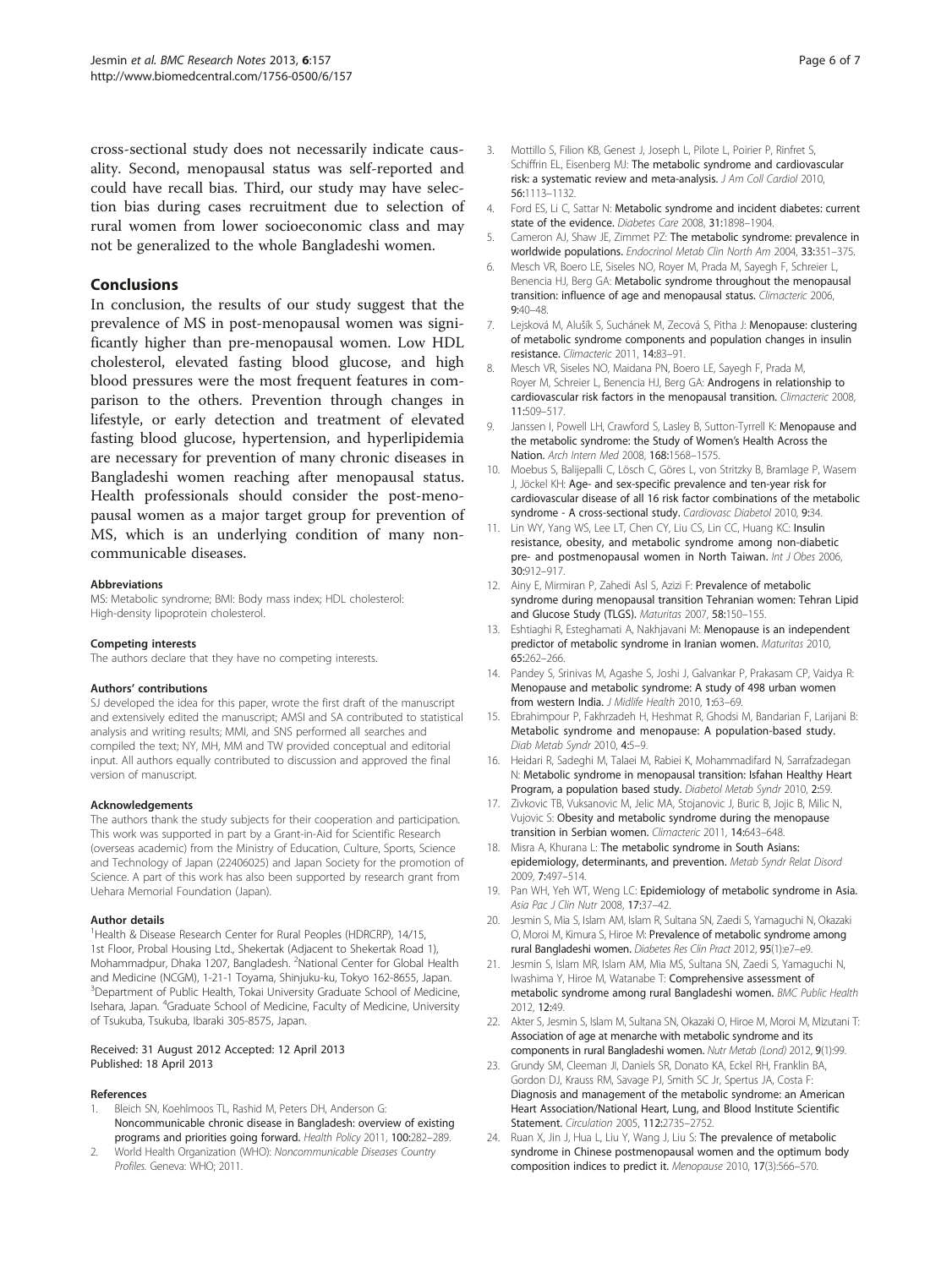cross-sectional study does not necessarily indicate causality. Second, menopausal status was self-reported and could have recall bias. Third, our study may have selection bias during cases recruitment due to selection of rural women from lower socioeconomic class and may not be generalized to the whole Bangladeshi women.

## Conclusions

In conclusion, the results of our study suggest that the prevalence of MS in post-menopausal women was significantly higher than pre-menopausal women. Low HDL cholesterol, elevated fasting blood glucose, and high blood pressures were the most frequent features in comparison to the others. Prevention through changes in lifestyle, or early detection and treatment of elevated fasting blood glucose, hypertension, and hyperlipidemia are necessary for prevention of many chronic diseases in Bangladeshi women reaching after menopausal status. Health professionals should consider the post-menopausal women as a major target group for prevention of MS, which is an underlying condition of many non-communicable diseases.

#### Abbreviations

MS: Metabolic syndrome; BMI: Body mass index; HDL cholesterol: High-density lipoprotein cholesterol.

#### Competing interests

The authors declare that they have no competing interests.

#### Authors' contributions

SJ developed the idea for this paper, wrote the first draft of the manuscript and extensively edited the manuscript; AMSI and SA contributed to statistical analysis and writing results; MMI, and SNS performed all searches and compiled the text; NY, MH, MM and TW provided conceptual and editorial input. All authors equally contributed to discussion and approved the final version of manuscript.

#### Acknowledgements

The authors thank the study subjects for their cooperation and participation. This work was supported in part by a Grant-in-Aid for Scientific Research (overseas academic) from the Ministry of Education, Culture, Sports, Science and Technology of Japan (22406025) and Japan Society for the promotion of Science. A part of this work has also been supported by research grant from Uehara Memorial Foundation (Japan).

#### Author details

[1]Health & Disease Research Center for Rural Peoples (HDRCRP), 14/15, 1st Floor, Probal Housing Ltd., Shekertak (Adjacent to Shekertak Road 1), Mohammadpur, Dhaka 1207, Bangladesh. [2]National Center for Global Health and Medicine (NCGM), 1-21-1 Toyama, Shinjuku-ku, Tokyo 162-8655, Japan. [3]Department of Public Health, Tokai University Graduate School of Medicine, Isehara, Japan. [4]Graduate School of Medicine, Faculty of Medicine, University of Tsukuba, Tsukuba, Ibaraki 305-8575, Japan.

Received: 31 August 2012 Accepted: 12 April 2013
Published: 18 April 2013

#### References

1. Bleich SN, Koehlmoos TL, Rashid M, Peters DH, Anderson G: **Noncommunicable chronic disease in Bangladesh: overview of existing programs and priorities going forward.** *Health Policy* 2011, **100**:282–289.
2. World Health Organization (WHO): *Noncommunicable Diseases Country Profiles.* Geneva: WHO; 2011.
3. Mottillo S, Filion KB, Genest J, Joseph L, Pilote L, Poirier P, Rinfret S, Schiffrin EL, Eisenberg MJ: **The metabolic syndrome and cardiovascular risk: a systematic review and meta-analysis.** *J Am Coll Cardiol* 2010, **56**:1113–1132.
4. Ford ES, Li C, Sattar N: **Metabolic syndrome and incident diabetes: current state of the evidence.** *Diabetes Care* 2008, **31**:1898–1904.
5. Cameron AJ, Shaw JE, Zimmet PZ: **The metabolic syndrome: prevalence in worldwide populations.** *Endocrinol Metab Clin North Am* 2004, **33**:351–375.
6. Mesch VR, Boero LE, Siseles NO, Royer M, Prada M, Sayegh F, Schreier L, Benencia HJ, Berg GA: **Metabolic syndrome throughout the menopausal transition: influence of age and menopausal status.** *Climacteric* 2006, **9**:40–48.
7. Lejsková M, Alušík S, Suchánek M, Zecová S, Pitha J: **Menopause: clustering of metabolic syndrome components and population changes in insulin resistance.** *Climacteric* 2011, **14**:83–91.
8. Mesch VR, Siseles NO, Maidana PN, Boero LE, Sayegh F, Prada M, Royer M, Schreier L, Benencia HJ, Berg GA: **Androgens in relationship to cardiovascular risk factors in the menopausal transition.** *Climacteric* 2008, **11**:509–517.
9. Janssen I, Powell LH, Crawford S, Lasley B, Sutton-Tyrrell K: **Menopause and the metabolic syndrome: the Study of Women's Health Across the Nation.** *Arch Intern Med* 2008, **168**:1568–1575.
10. Moebus S, Balijepalli C, Lösch C, Göres L, von Stritzky B, Bramlage P, Wasem J, Jöckel KH: **Age- and sex-specific prevalence and ten-year risk for cardiovascular disease of all 16 risk factor combinations of the metabolic syndrome - A cross-sectional study.** *Cardiovasc Diabetol* 2010, **9**:34.
11. Lin WY, Yang WS, Lee LT, Chen CY, Liu CS, Lin CC, Huang KC: **Insulin resistance, obesity, and metabolic syndrome among non-diabetic pre- and postmenopausal women in North Taiwan.** *Int J Obes* 2006, **30**:912–917.
12. Ainy E, Mirmiran P, Zahedi Asl S, Azizi F: **Prevalence of metabolic syndrome during menopausal transition Tehranian women: Tehran Lipid and Glucose Study (TLGS).** *Maturitas* 2007, **58**:150–155.
13. Eshtiaghi R, Esteghamati A, Nakhjavani M: **Menopause is an independent predictor of metabolic syndrome in Iranian women.** *Maturitas* 2010, **65**:262–266.
14. Pandey S, Srinivas M, Agashe S, Joshi J, Galvankar P, Prakasam CP, Vaidya R: **Menopause and metabolic syndrome: A study of 498 urban women from western India.** *J Midlife Health* 2010, **1**:63–69.
15. Ebrahimpour P, Fakhrzadeh H, Heshmat R, Ghodsi M, Bandarian F, Larijani B: **Metabolic syndrome and menopause: A population-based study.** *Diab Metab Syndr* 2010, **4**:5–9.
16. Heidari R, Sadeghi M, Talaei M, Rabiei K, Mohammadifard N, Sarrafzadegan N: **Metabolic syndrome in menopausal transition: Isfahan Healthy Heart Program, a population based study.** *Diabetol Metab Syndr* 2010, **2**:59.
17. Zivkovic TB, Vuksanovic M, Jelic MA, Stojanovic J, Buric B, Jojic B, Milic N, Vujovic S: **Obesity and metabolic syndrome during the menopause transition in Serbian women.** *Climacteric* 2011, **14**:643–648.
18. Misra A, Khurana L: **The metabolic syndrome in South Asians: epidemiology, determinants, and prevention.** *Metab Syndr Relat Disord* 2009, **7**:497–514.
19. Pan WH, Yeh WT, Weng LC: **Epidemiology of metabolic syndrome in Asia.** *Asia Pac J Clin Nutr* 2008, **17**:37–42.
20. Jesmin S, Mia S, Islam AM, Islam R, Sultana SN, Zaedi S, Yamaguchi N, Okazaki O, Moroi M, Kimura S, Hiroe M: **Prevalence of metabolic syndrome among rural Bangladeshi women.** *Diabetes Res Clin Pract* 2012, **95**(1):e7–e9.
21. Jesmin S, Islam MR, Islam AM, Mia MS, Sultana SN, Zaedi S, Yamaguchi N, Iwashima Y, Hiroe M, Watanabe T: **Comprehensive assessment of metabolic syndrome among rural Bangladeshi women.** *BMC Public Health* 2012, **12**:49.
22. Akter S, Jesmin S, Islam M, Sultana SN, Okazaki O, Hiroe M, Moroi M, Mizutani T: **Association of age at menarche with metabolic syndrome and its components in rural Bangladeshi women.** *Nutr Metab (Lond)* 2012, **9**(1):99.
23. Grundy SM, Cleeman JI, Daniels SR, Donato KA, Eckel RH, Franklin BA, Gordon DJ, Krauss RM, Savage PJ, Smith SC Jr, Spertus JA, Costa F: **Diagnosis and management of the metabolic syndrome: an American Heart Association/National Heart, Lung, and Blood Institute Scientific Statement.** *Circulation* 2005, **112**:2735–2752.
24. Ruan X, Jin J, Hua L, Liu Y, Wang J, Liu S: **The prevalence of metabolic syndrome in Chinese postmenopausal women and the optimum body composition indices to predict it.** *Menopause* 2010, **17**(3):566–570.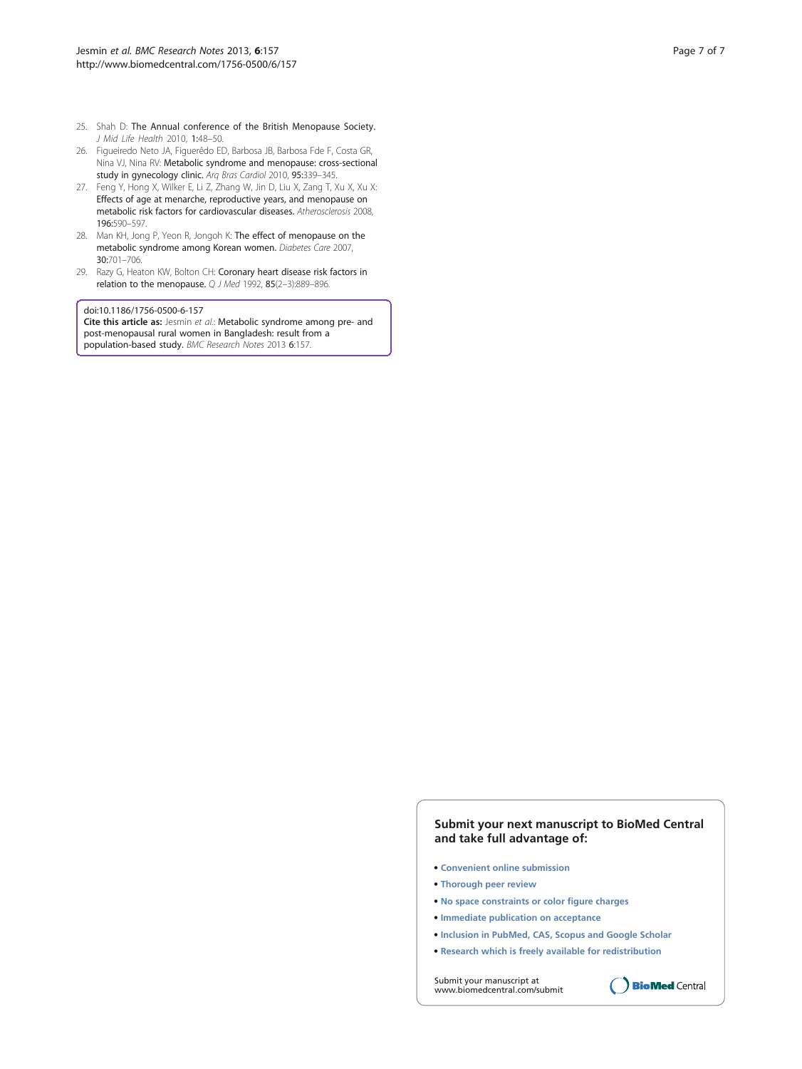25. Shah D: The Annual conference of the British Menopause Society. *J Mid Life Health* 2010, **1**:48–50.
26. Figueiredo Neto JA, Figuerêdo ED, Barbosa JB, Barbosa Fde F, Costa GR, Nina VJ, Nina RV: Metabolic syndrome and menopause: cross-sectional study in gynecology clinic. *Arq Bras Cardiol* 2010, **95**:339–345.
27. Feng Y, Hong X, Wilker E, Li Z, Zhang W, Jin D, Liu X, Zang T, Xu X, Xu X: Effects of age at menarche, reproductive years, and menopause on metabolic risk factors for cardiovascular diseases. *Atherosclerosis* 2008, **196**:590–597.
28. Man KH, Jong P, Yeon R, Jongoh K: The effect of menopause on the metabolic syndrome among Korean women. *Diabetes Care* 2007, **30**:701–706.
29. Razy G, Heaton KW, Bolton CH: Coronary heart disease risk factors in relation to the menopause. *Q J Med* 1992, **85**(2–3):889–896.

doi:10.1186/1756-0500-6-157
**Cite this article as:** Jesmin *et al.*: Metabolic syndrome among pre- and post-menopausal rural women in Bangladesh: result from a population-based study. *BMC Research Notes* 2013 **6**:157.

**Submit your next manuscript to BioMed Central and take full advantage of:**

- **Convenient online submission**
- **Thorough peer review**
- **No space constraints or color figure charges**
- **Immediate publication on acceptance**
- **Inclusion in PubMed, CAS, Scopus and Google Scholar**
- **Research which is freely available for redistribution**

Submit your manuscript at
www.biomedcentral.com/submit

BioMed Central